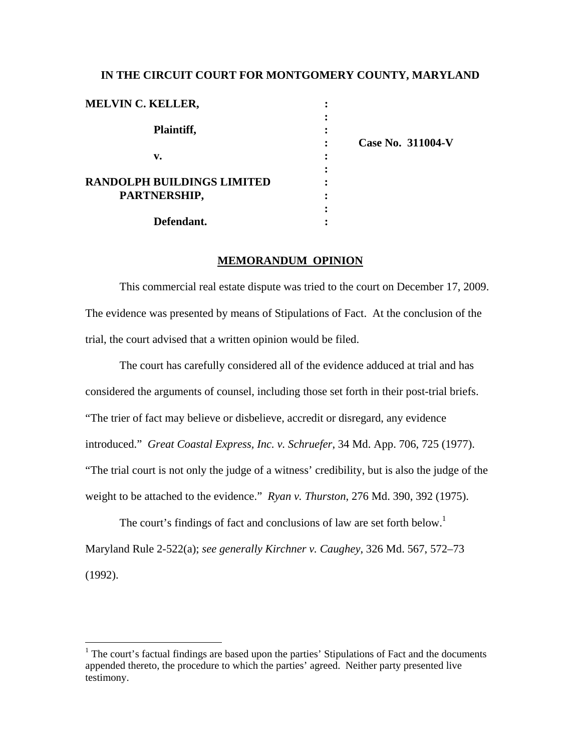**IN THE CIRCUIT COURT FOR MONTGOMERY COUNTY, MARYLAND**

| | | |
|---|---|---|
| **MELVIN C. KELLER,** | : | |
| | : | |
| **Plaintiff,** | : | |
| | : | **Case No. 311004-V** |
| **v.** | : | |
| | : | |
| **RANDOLPH BUILDINGS LIMITED PARTNERSHIP,** | : | |
| | : | |
| **Defendant.** | : | |

## **MEMORANDUM OPINION**

This commercial real estate dispute was tried to the court on December 17, 2009. The evidence was presented by means of Stipulations of Fact. At the conclusion of the trial, the court advised that a written opinion would be filed.

The court has carefully considered all of the evidence adduced at trial and has considered the arguments of counsel, including those set forth in their post-trial briefs. "The trier of fact may believe or disbelieve, accredit or disregard, any evidence introduced." *Great Coastal Express, Inc. v. Schruefer*, 34 Md. App. 706, 725 (1977). "The trial court is not only the judge of a witness' credibility, but is also the judge of the weight to be attached to the evidence." *Ryan v. Thurston*, 276 Md. 390, 392 (1975).

The court's findings of fact and conclusions of law are set forth below.[1] Maryland Rule 2-522(a); *see generally Kirchner v. Caughey*, 326 Md. 567, 572–73 (1992).

---

[1] The court's factual findings are based upon the parties' Stipulations of Fact and the documents appended thereto, the procedure to which the parties' agreed. Neither party presented live testimony.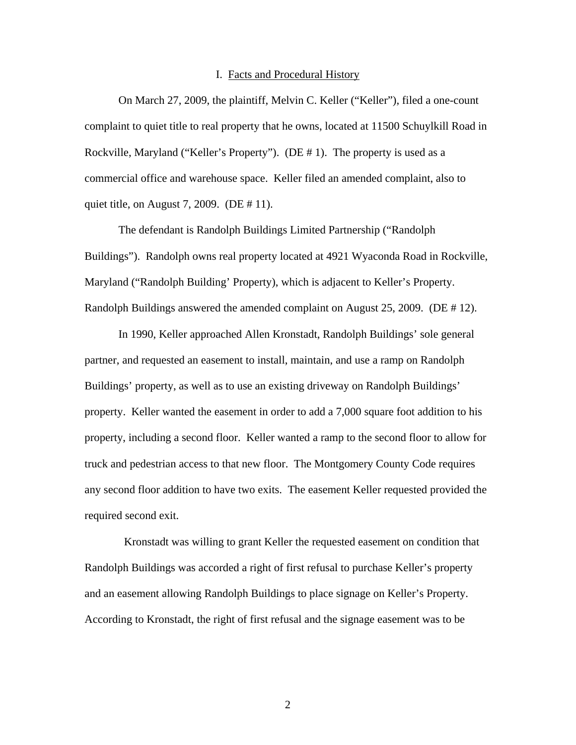## I. Facts and Procedural History

On March 27, 2009, the plaintiff, Melvin C. Keller ("Keller"), filed a one-count complaint to quiet title to real property that he owns, located at 11500 Schuylkill Road in Rockville, Maryland ("Keller's Property"). (DE # 1). The property is used as a commercial office and warehouse space. Keller filed an amended complaint, also to quiet title, on August 7, 2009. (DE # 11).

The defendant is Randolph Buildings Limited Partnership ("Randolph Buildings"). Randolph owns real property located at 4921 Wyaconda Road in Rockville, Maryland ("Randolph Building' Property), which is adjacent to Keller's Property. Randolph Buildings answered the amended complaint on August 25, 2009. (DE # 12).

In 1990, Keller approached Allen Kronstadt, Randolph Buildings' sole general partner, and requested an easement to install, maintain, and use a ramp on Randolph Buildings' property, as well as to use an existing driveway on Randolph Buildings' property. Keller wanted the easement in order to add a 7,000 square foot addition to his property, including a second floor. Keller wanted a ramp to the second floor to allow for truck and pedestrian access to that new floor. The Montgomery County Code requires any second floor addition to have two exits. The easement Keller requested provided the required second exit.

Kronstadt was willing to grant Keller the requested easement on condition that Randolph Buildings was accorded a right of first refusal to purchase Keller's property and an easement allowing Randolph Buildings to place signage on Keller's Property. According to Kronstadt, the right of first refusal and the signage easement was to be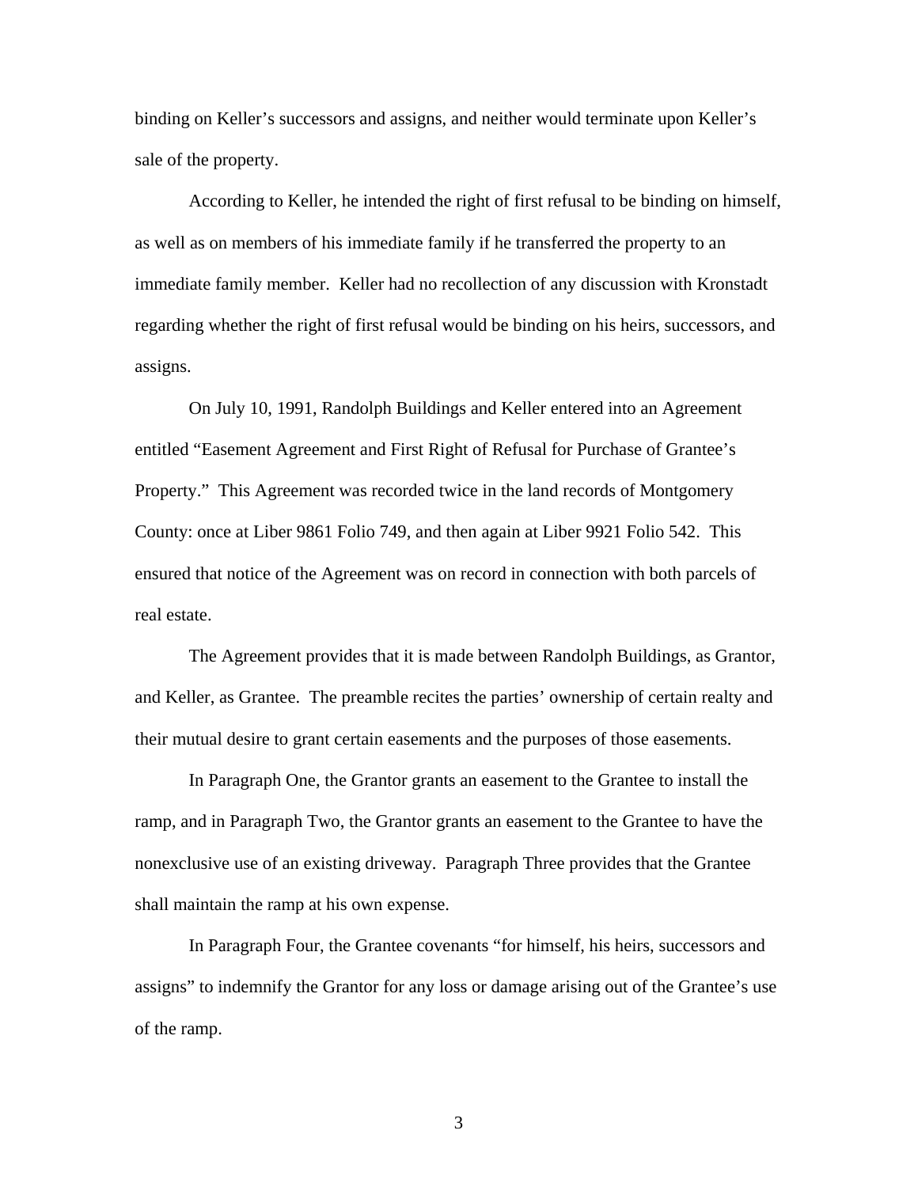binding on Keller's successors and assigns, and neither would terminate upon Keller's sale of the property.

According to Keller, he intended the right of first refusal to be binding on himself, as well as on members of his immediate family if he transferred the property to an immediate family member. Keller had no recollection of any discussion with Kronstadt regarding whether the right of first refusal would be binding on his heirs, successors, and assigns.

On July 10, 1991, Randolph Buildings and Keller entered into an Agreement entitled "Easement Agreement and First Right of Refusal for Purchase of Grantee's Property." This Agreement was recorded twice in the land records of Montgomery County: once at Liber 9861 Folio 749, and then again at Liber 9921 Folio 542. This ensured that notice of the Agreement was on record in connection with both parcels of real estate.

The Agreement provides that it is made between Randolph Buildings, as Grantor, and Keller, as Grantee. The preamble recites the parties' ownership of certain realty and their mutual desire to grant certain easements and the purposes of those easements.

In Paragraph One, the Grantor grants an easement to the Grantee to install the ramp, and in Paragraph Two, the Grantor grants an easement to the Grantee to have the nonexclusive use of an existing driveway. Paragraph Three provides that the Grantee shall maintain the ramp at his own expense.

In Paragraph Four, the Grantee covenants "for himself, his heirs, successors and assigns" to indemnify the Grantor for any loss or damage arising out of the Grantee's use of the ramp.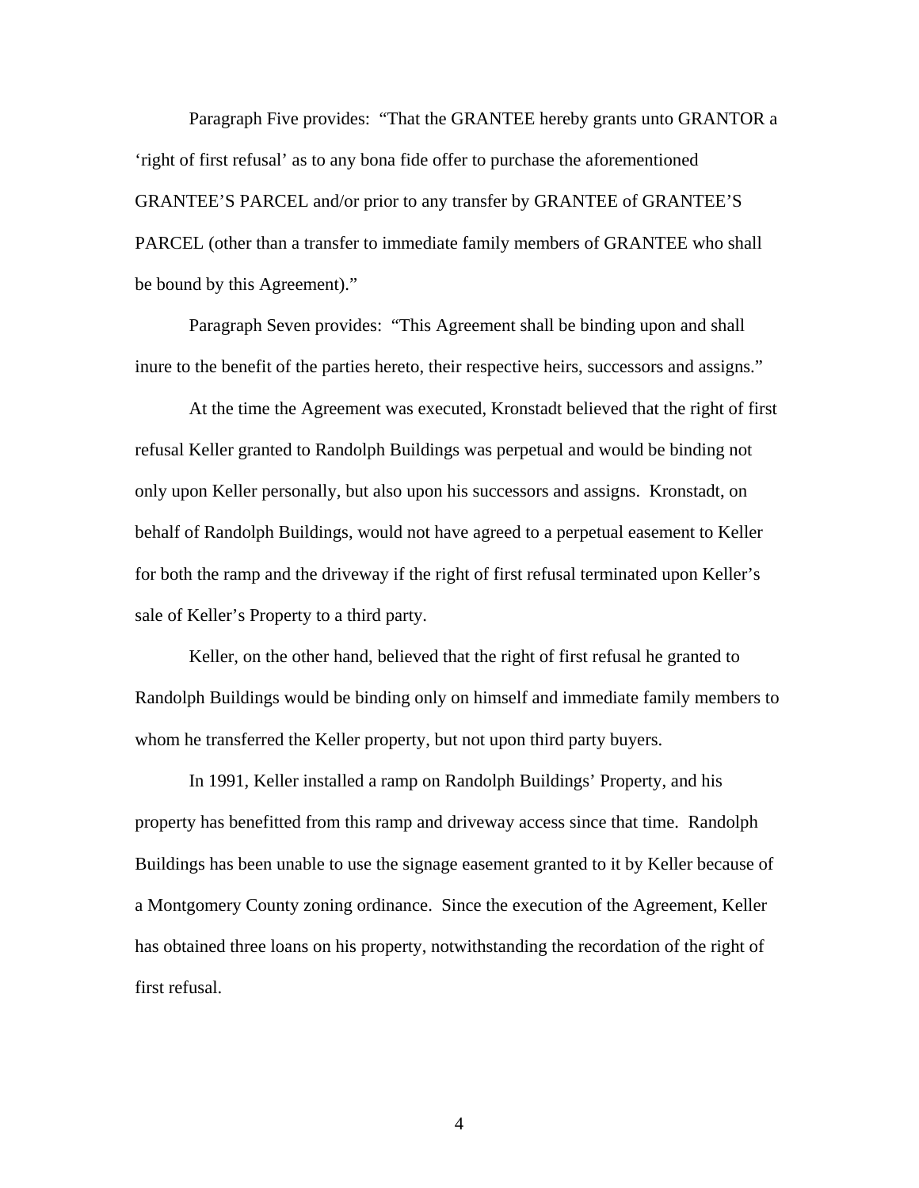Paragraph Five provides: "That the GRANTEE hereby grants unto GRANTOR a 'right of first refusal' as to any bona fide offer to purchase the aforementioned GRANTEE'S PARCEL and/or prior to any transfer by GRANTEE of GRANTEE'S PARCEL (other than a transfer to immediate family members of GRANTEE who shall be bound by this Agreement)."

Paragraph Seven provides: "This Agreement shall be binding upon and shall inure to the benefit of the parties hereto, their respective heirs, successors and assigns."

At the time the Agreement was executed, Kronstadt believed that the right of first refusal Keller granted to Randolph Buildings was perpetual and would be binding not only upon Keller personally, but also upon his successors and assigns. Kronstadt, on behalf of Randolph Buildings, would not have agreed to a perpetual easement to Keller for both the ramp and the driveway if the right of first refusal terminated upon Keller's sale of Keller's Property to a third party.

Keller, on the other hand, believed that the right of first refusal he granted to Randolph Buildings would be binding only on himself and immediate family members to whom he transferred the Keller property, but not upon third party buyers.

In 1991, Keller installed a ramp on Randolph Buildings' Property, and his property has benefitted from this ramp and driveway access since that time. Randolph Buildings has been unable to use the signage easement granted to it by Keller because of a Montgomery County zoning ordinance. Since the execution of the Agreement, Keller has obtained three loans on his property, notwithstanding the recordation of the right of first refusal.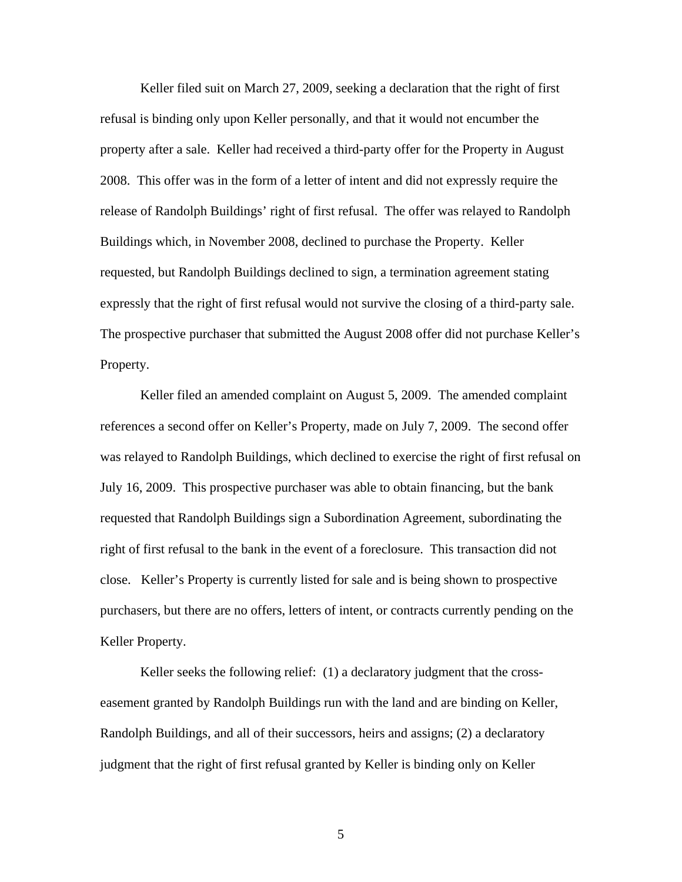Keller filed suit on March 27, 2009, seeking a declaration that the right of first refusal is binding only upon Keller personally, and that it would not encumber the property after a sale. Keller had received a third-party offer for the Property in August 2008. This offer was in the form of a letter of intent and did not expressly require the release of Randolph Buildings' right of first refusal. The offer was relayed to Randolph Buildings which, in November 2008, declined to purchase the Property. Keller requested, but Randolph Buildings declined to sign, a termination agreement stating expressly that the right of first refusal would not survive the closing of a third-party sale. The prospective purchaser that submitted the August 2008 offer did not purchase Keller's Property.

Keller filed an amended complaint on August 5, 2009. The amended complaint references a second offer on Keller's Property, made on July 7, 2009. The second offer was relayed to Randolph Buildings, which declined to exercise the right of first refusal on July 16, 2009. This prospective purchaser was able to obtain financing, but the bank requested that Randolph Buildings sign a Subordination Agreement, subordinating the right of first refusal to the bank in the event of a foreclosure. This transaction did not close. Keller's Property is currently listed for sale and is being shown to prospective purchasers, but there are no offers, letters of intent, or contracts currently pending on the Keller Property.

Keller seeks the following relief: (1) a declaratory judgment that the cross-easement granted by Randolph Buildings run with the land and are binding on Keller, Randolph Buildings, and all of their successors, heirs and assigns; (2) a declaratory judgment that the right of first refusal granted by Keller is binding only on Keller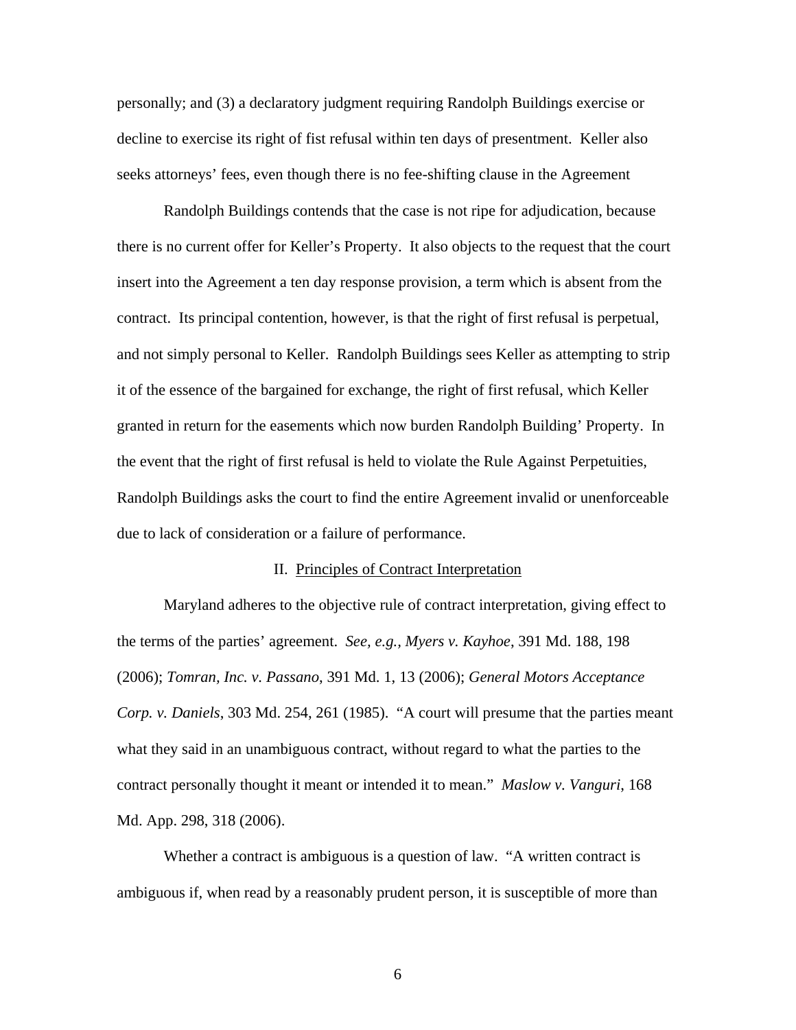personally; and (3) a declaratory judgment requiring Randolph Buildings exercise or decline to exercise its right of fist refusal within ten days of presentment. Keller also seeks attorneys' fees, even though there is no fee-shifting clause in the Agreement

Randolph Buildings contends that the case is not ripe for adjudication, because there is no current offer for Keller's Property. It also objects to the request that the court insert into the Agreement a ten day response provision, a term which is absent from the contract. Its principal contention, however, is that the right of first refusal is perpetual, and not simply personal to Keller. Randolph Buildings sees Keller as attempting to strip it of the essence of the bargained for exchange, the right of first refusal, which Keller granted in return for the easements which now burden Randolph Building' Property. In the event that the right of first refusal is held to violate the Rule Against Perpetuities, Randolph Buildings asks the court to find the entire Agreement invalid or unenforceable due to lack of consideration or a failure of performance.

## II. Principles of Contract Interpretation

Maryland adheres to the objective rule of contract interpretation, giving effect to the terms of the parties' agreement. *See, e.g., Myers v. Kayhoe*, 391 Md. 188, 198 (2006); *Tomran, Inc. v. Passano*, 391 Md. 1, 13 (2006); *General Motors Acceptance Corp. v. Daniels*, 303 Md. 254, 261 (1985). "A court will presume that the parties meant what they said in an unambiguous contract, without regard to what the parties to the contract personally thought it meant or intended it to mean." *Maslow v. Vanguri*, 168 Md. App. 298, 318 (2006).

Whether a contract is ambiguous is a question of law. "A written contract is ambiguous if, when read by a reasonably prudent person, it is susceptible of more than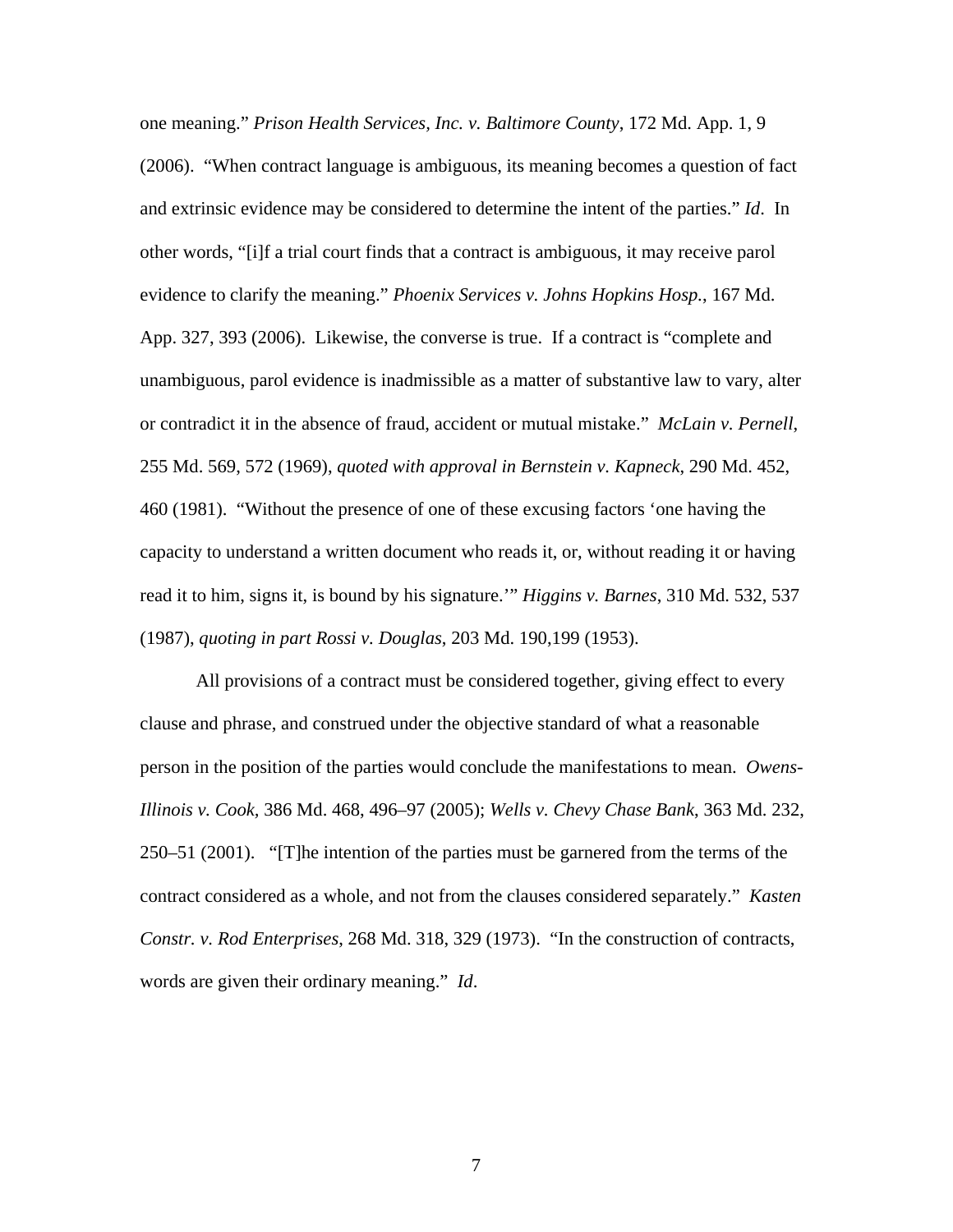one meaning." *Prison Health Services, Inc. v. Baltimore County*, 172 Md. App. 1, 9 (2006). "When contract language is ambiguous, its meaning becomes a question of fact and extrinsic evidence may be considered to determine the intent of the parties." *Id*. In other words, "[i]f a trial court finds that a contract is ambiguous, it may receive parol evidence to clarify the meaning." *Phoenix Services v. Johns Hopkins Hosp.*, 167 Md. App. 327, 393 (2006). Likewise, the converse is true. If a contract is "complete and unambiguous, parol evidence is inadmissible as a matter of substantive law to vary, alter or contradict it in the absence of fraud, accident or mutual mistake." *McLain v. Pernell*, 255 Md. 569, 572 (1969), *quoted with approval in Bernstein v. Kapneck*, 290 Md. 452, 460 (1981). "Without the presence of one of these excusing factors 'one having the capacity to understand a written document who reads it, or, without reading it or having read it to him, signs it, is bound by his signature.'" *Higgins v. Barnes*, 310 Md. 532, 537 (1987), *quoting in part Rossi v. Douglas*, 203 Md. 190,199 (1953).

All provisions of a contract must be considered together, giving effect to every clause and phrase, and construed under the objective standard of what a reasonable person in the position of the parties would conclude the manifestations to mean. *Owens-Illinois v. Cook*, 386 Md. 468, 496–97 (2005); *Wells v. Chevy Chase Bank*, 363 Md. 232, 250–51 (2001). "[T]he intention of the parties must be garnered from the terms of the contract considered as a whole, and not from the clauses considered separately." *Kasten Constr. v. Rod Enterprises*, 268 Md. 318, 329 (1973). "In the construction of contracts, words are given their ordinary meaning." *Id*.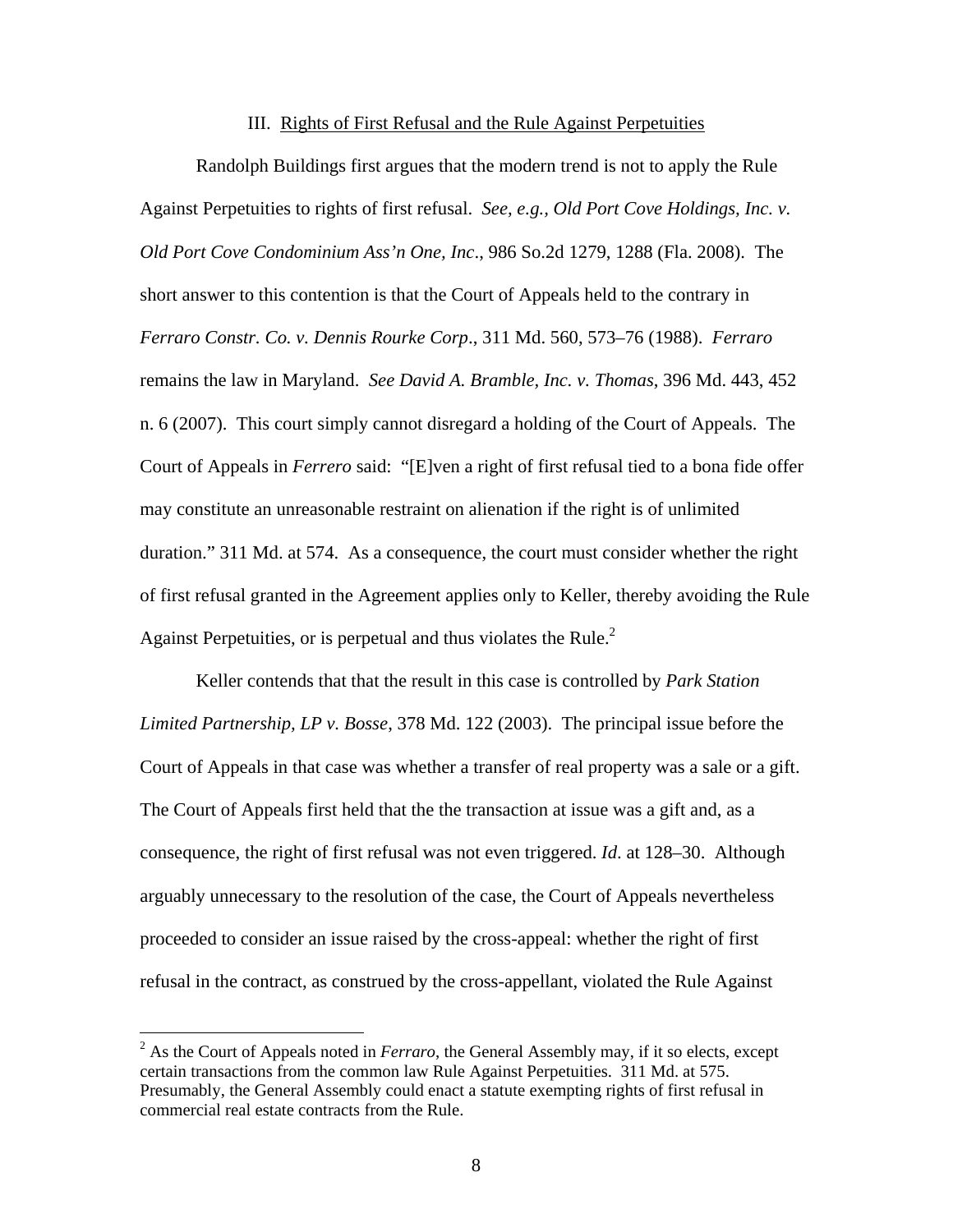### III. Rights of First Refusal and the Rule Against Perpetuities

Randolph Buildings first argues that the modern trend is not to apply the Rule Against Perpetuities to rights of first refusal. *See, e.g., Old Port Cove Holdings, Inc. v. Old Port Cove Condominium Ass'n One, Inc*., 986 So.2d 1279, 1288 (Fla. 2008). The short answer to this contention is that the Court of Appeals held to the contrary in *Ferraro Constr. Co. v. Dennis Rourke Corp*., 311 Md. 560, 573–76 (1988). *Ferraro* remains the law in Maryland. *See David A. Bramble, Inc. v. Thomas*, 396 Md. 443, 452 n. 6 (2007). This court simply cannot disregard a holding of the Court of Appeals. The Court of Appeals in *Ferrero* said: "[E]ven a right of first refusal tied to a bona fide offer may constitute an unreasonable restraint on alienation if the right is of unlimited duration." 311 Md. at 574. As a consequence, the court must consider whether the right of first refusal granted in the Agreement applies only to Keller, thereby avoiding the Rule Against Perpetuities, or is perpetual and thus violates the Rule.[2]

Keller contends that that the result in this case is controlled by *Park Station Limited Partnership, LP v. Bosse*, 378 Md. 122 (2003). The principal issue before the Court of Appeals in that case was whether a transfer of real property was a sale or a gift. The Court of Appeals first held that the the transaction at issue was a gift and, as a consequence, the right of first refusal was not even triggered. *Id*. at 128–30. Although arguably unnecessary to the resolution of the case, the Court of Appeals nevertheless proceeded to consider an issue raised by the cross-appeal: whether the right of first refusal in the contract, as construed by the cross-appellant, violated the Rule Against

[2] As the Court of Appeals noted in *Ferraro*, the General Assembly may, if it so elects, except certain transactions from the common law Rule Against Perpetuities. 311 Md. at 575. Presumably, the General Assembly could enact a statute exempting rights of first refusal in commercial real estate contracts from the Rule.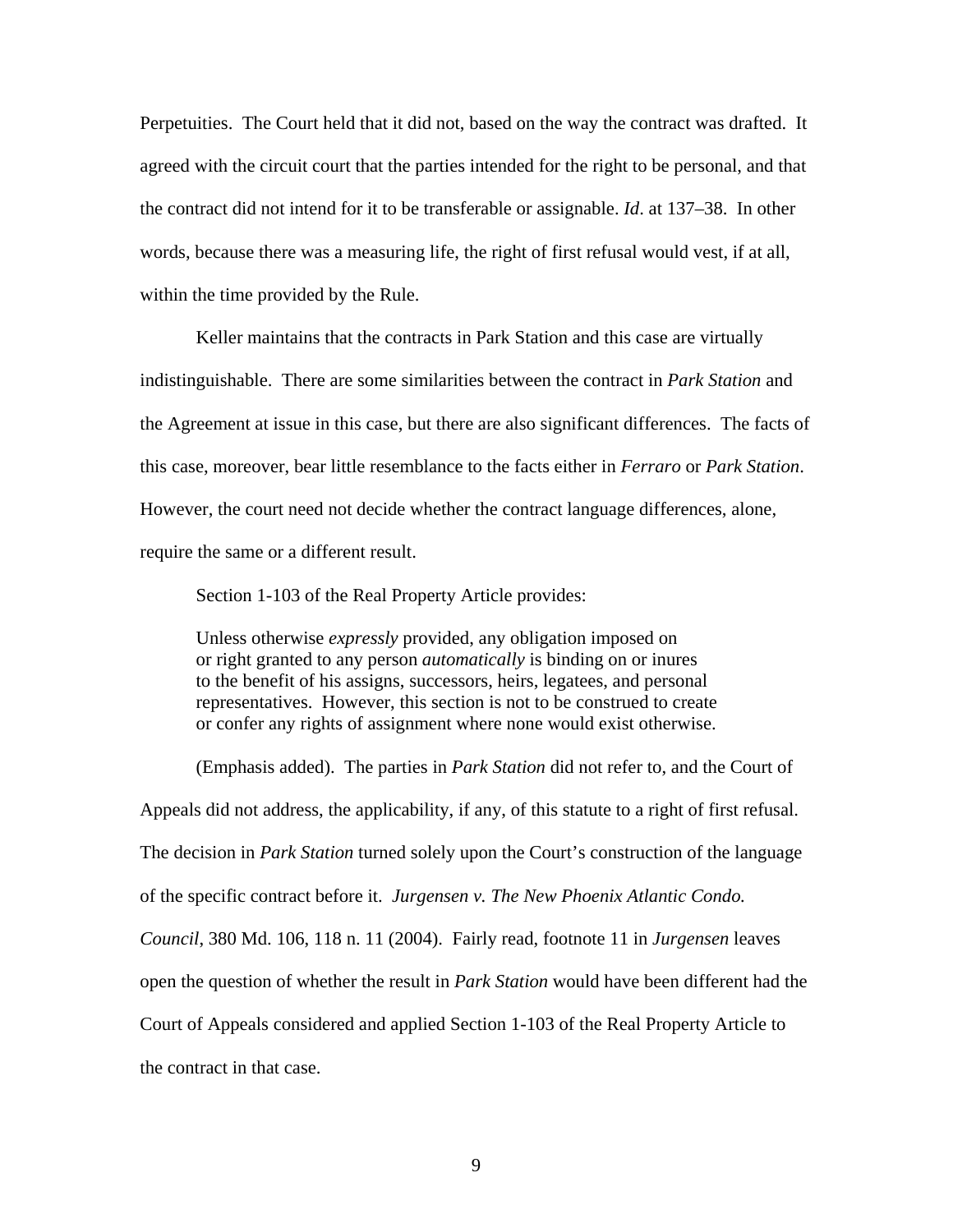Perpetuities. The Court held that it did not, based on the way the contract was drafted. It agreed with the circuit court that the parties intended for the right to be personal, and that the contract did not intend for it to be transferable or assignable. *Id*. at 137–38. In other words, because there was a measuring life, the right of first refusal would vest, if at all, within the time provided by the Rule.

Keller maintains that the contracts in Park Station and this case are virtually indistinguishable. There are some similarities between the contract in *Park Station* and the Agreement at issue in this case, but there are also significant differences. The facts of this case, moreover, bear little resemblance to the facts either in *Ferraro* or *Park Station*. However, the court need not decide whether the contract language differences, alone, require the same or a different result.

Section 1-103 of the Real Property Article provides:

> Unless otherwise *expressly* provided, any obligation imposed on or right granted to any person *automatically* is binding on or inures to the benefit of his assigns, successors, heirs, legatees, and personal representatives. However, this section is not to be construed to create or confer any rights of assignment where none would exist otherwise.

(Emphasis added). The parties in *Park Station* did not refer to, and the Court of Appeals did not address, the applicability, if any, of this statute to a right of first refusal. The decision in *Park Station* turned solely upon the Court's construction of the language of the specific contract before it. *Jurgensen v. The New Phoenix Atlantic Condo. Council*, 380 Md. 106, 118 n. 11 (2004). Fairly read, footnote 11 in *Jurgensen* leaves open the question of whether the result in *Park Station* would have been different had the Court of Appeals considered and applied Section 1-103 of the Real Property Article to the contract in that case.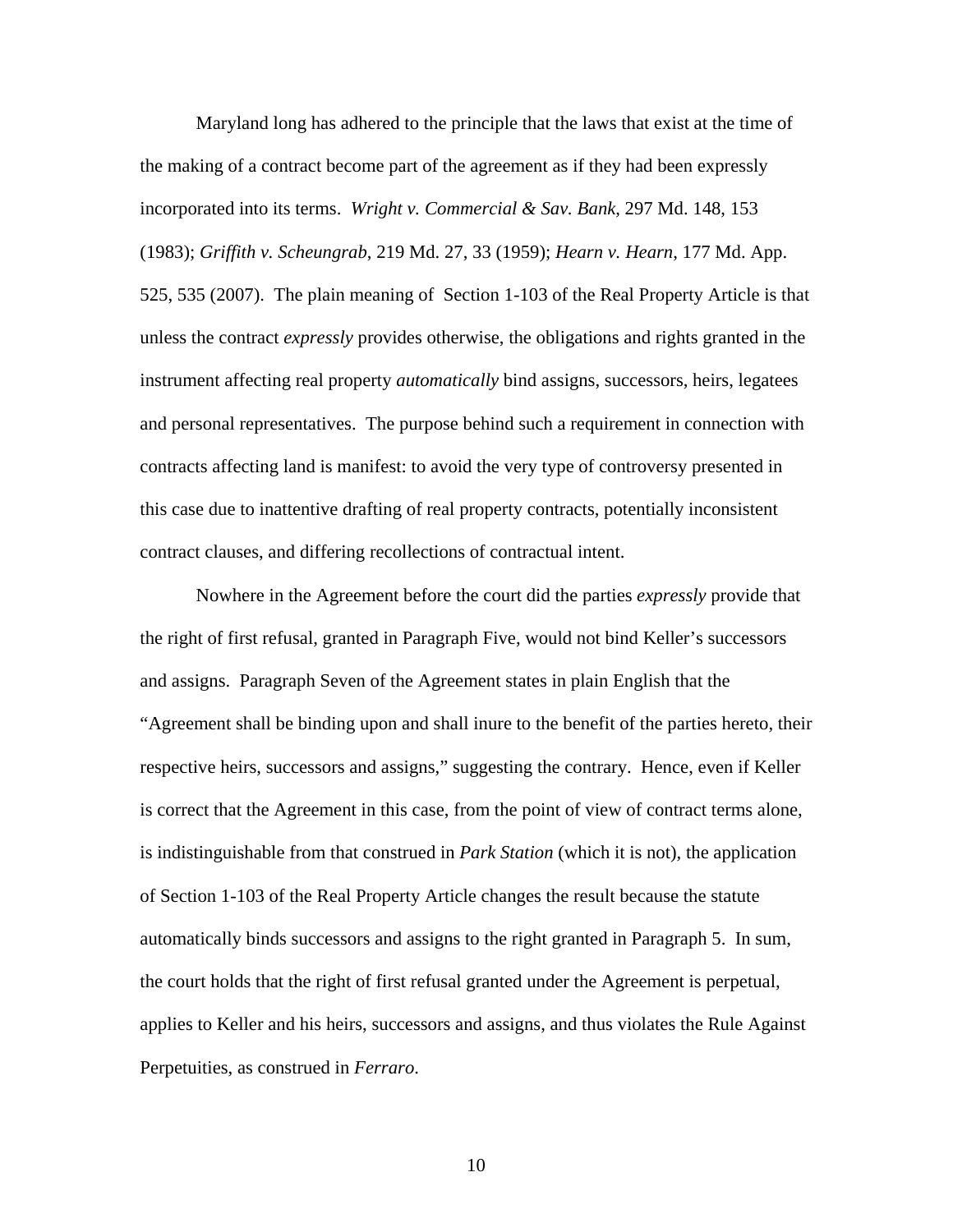Maryland long has adhered to the principle that the laws that exist at the time of the making of a contract become part of the agreement as if they had been expressly incorporated into its terms. *Wright v. Commercial & Sav. Bank*, 297 Md. 148, 153 (1983); *Griffith v. Scheungrab*, 219 Md. 27, 33 (1959); *Hearn v. Hearn*, 177 Md. App. 525, 535 (2007). The plain meaning of Section 1-103 of the Real Property Article is that unless the contract *expressly* provides otherwise, the obligations and rights granted in the instrument affecting real property *automatically* bind assigns, successors, heirs, legatees and personal representatives. The purpose behind such a requirement in connection with contracts affecting land is manifest: to avoid the very type of controversy presented in this case due to inattentive drafting of real property contracts, potentially inconsistent contract clauses, and differing recollections of contractual intent.

Nowhere in the Agreement before the court did the parties *expressly* provide that the right of first refusal, granted in Paragraph Five, would not bind Keller's successors and assigns. Paragraph Seven of the Agreement states in plain English that the "Agreement shall be binding upon and shall inure to the benefit of the parties hereto, their respective heirs, successors and assigns," suggesting the contrary. Hence, even if Keller is correct that the Agreement in this case, from the point of view of contract terms alone, is indistinguishable from that construed in *Park Station* (which it is not), the application of Section 1-103 of the Real Property Article changes the result because the statute automatically binds successors and assigns to the right granted in Paragraph 5. In sum, the court holds that the right of first refusal granted under the Agreement is perpetual, applies to Keller and his heirs, successors and assigns, and thus violates the Rule Against Perpetuities, as construed in *Ferraro*.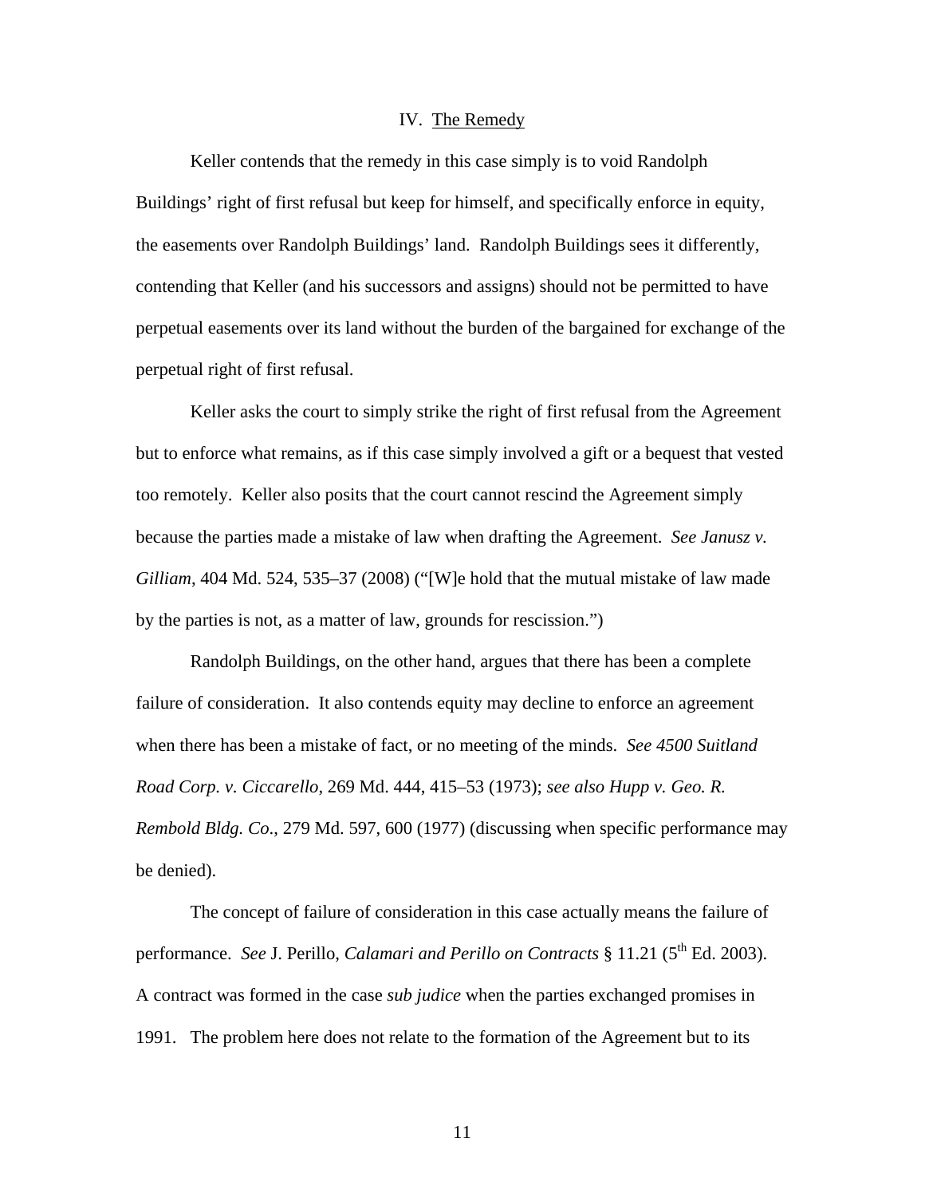## IV. The Remedy

Keller contends that the remedy in this case simply is to void Randolph Buildings' right of first refusal but keep for himself, and specifically enforce in equity, the easements over Randolph Buildings' land. Randolph Buildings sees it differently, contending that Keller (and his successors and assigns) should not be permitted to have perpetual easements over its land without the burden of the bargained for exchange of the perpetual right of first refusal.

Keller asks the court to simply strike the right of first refusal from the Agreement but to enforce what remains, as if this case simply involved a gift or a bequest that vested too remotely. Keller also posits that the court cannot rescind the Agreement simply because the parties made a mistake of law when drafting the Agreement. *See Janusz v. Gilliam*, 404 Md. 524, 535–37 (2008) ("[W]e hold that the mutual mistake of law made by the parties is not, as a matter of law, grounds for rescission.")

Randolph Buildings, on the other hand, argues that there has been a complete failure of consideration. It also contends equity may decline to enforce an agreement when there has been a mistake of fact, or no meeting of the minds. *See 4500 Suitland Road Corp. v. Ciccarello*, 269 Md. 444, 415–53 (1973); *see also Hupp v. Geo. R. Rembold Bldg. Co*., 279 Md. 597, 600 (1977) (discussing when specific performance may be denied).

The concept of failure of consideration in this case actually means the failure of performance. *See* J. Perillo, *Calamari and Perillo on Contracts* § 11.21 (5th Ed. 2003). A contract was formed in the case *sub judice* when the parties exchanged promises in 1991. The problem here does not relate to the formation of the Agreement but to its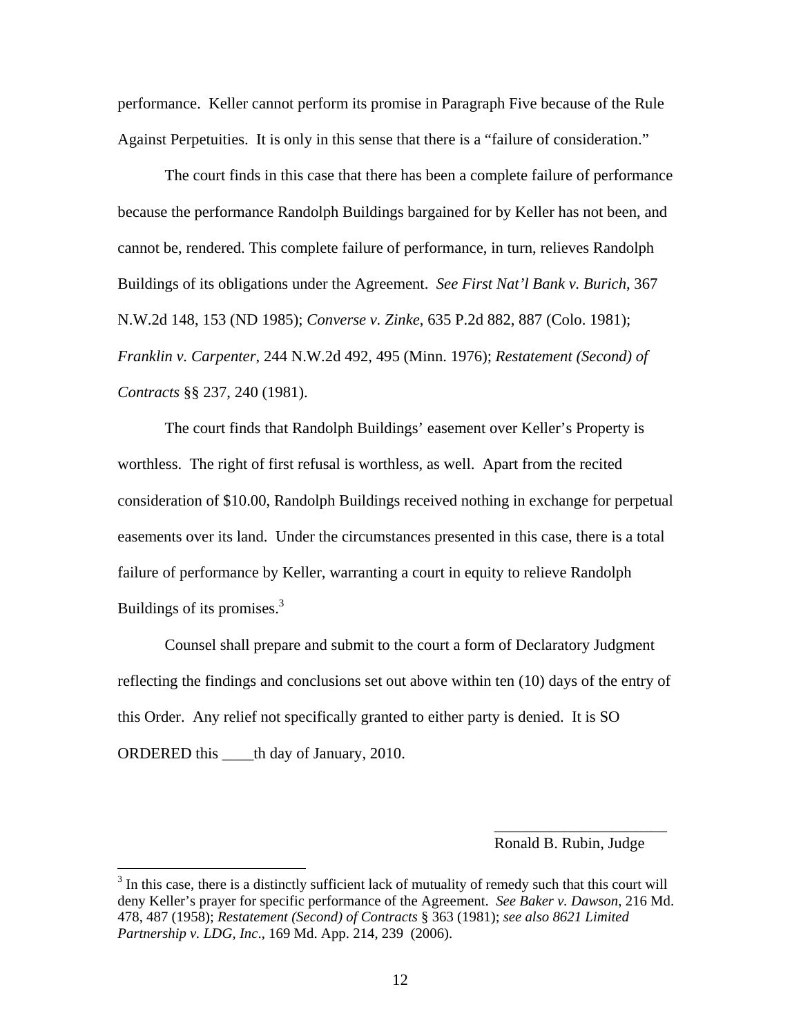performance. Keller cannot perform its promise in Paragraph Five because of the Rule Against Perpetuities. It is only in this sense that there is a "failure of consideration."

The court finds in this case that there has been a complete failure of performance because the performance Randolph Buildings bargained for by Keller has not been, and cannot be, rendered. This complete failure of performance, in turn, relieves Randolph Buildings of its obligations under the Agreement. *See First Nat'l Bank v. Burich*, 367 N.W.2d 148, 153 (ND 1985); *Converse v. Zinke*, 635 P.2d 882, 887 (Colo. 1981); *Franklin v. Carpenter*, 244 N.W.2d 492, 495 (Minn. 1976); *Restatement (Second) of Contracts* §§ 237, 240 (1981).

The court finds that Randolph Buildings' easement over Keller's Property is worthless. The right of first refusal is worthless, as well. Apart from the recited consideration of $10.00, Randolph Buildings received nothing in exchange for perpetual easements over its land. Under the circumstances presented in this case, there is a total failure of performance by Keller, warranting a court in equity to relieve Randolph Buildings of its promises.[3]

Counsel shall prepare and submit to the court a form of Declaratory Judgment reflecting the findings and conclusions set out above within ten (10) days of the entry of this Order. Any relief not specifically granted to either party is denied. It is SO ORDERED this ____th day of January, 2010.

______________________
Ronald B. Rubin, Judge

[3] In this case, there is a distinctly sufficient lack of mutuality of remedy such that this court will deny Keller's prayer for specific performance of the Agreement. *See Baker v. Dawson*, 216 Md. 478, 487 (1958); *Restatement (Second) of Contracts* § 363 (1981); *see also 8621 Limited Partnership v. LDG, Inc*., 169 Md. App. 214, 239 (2006).